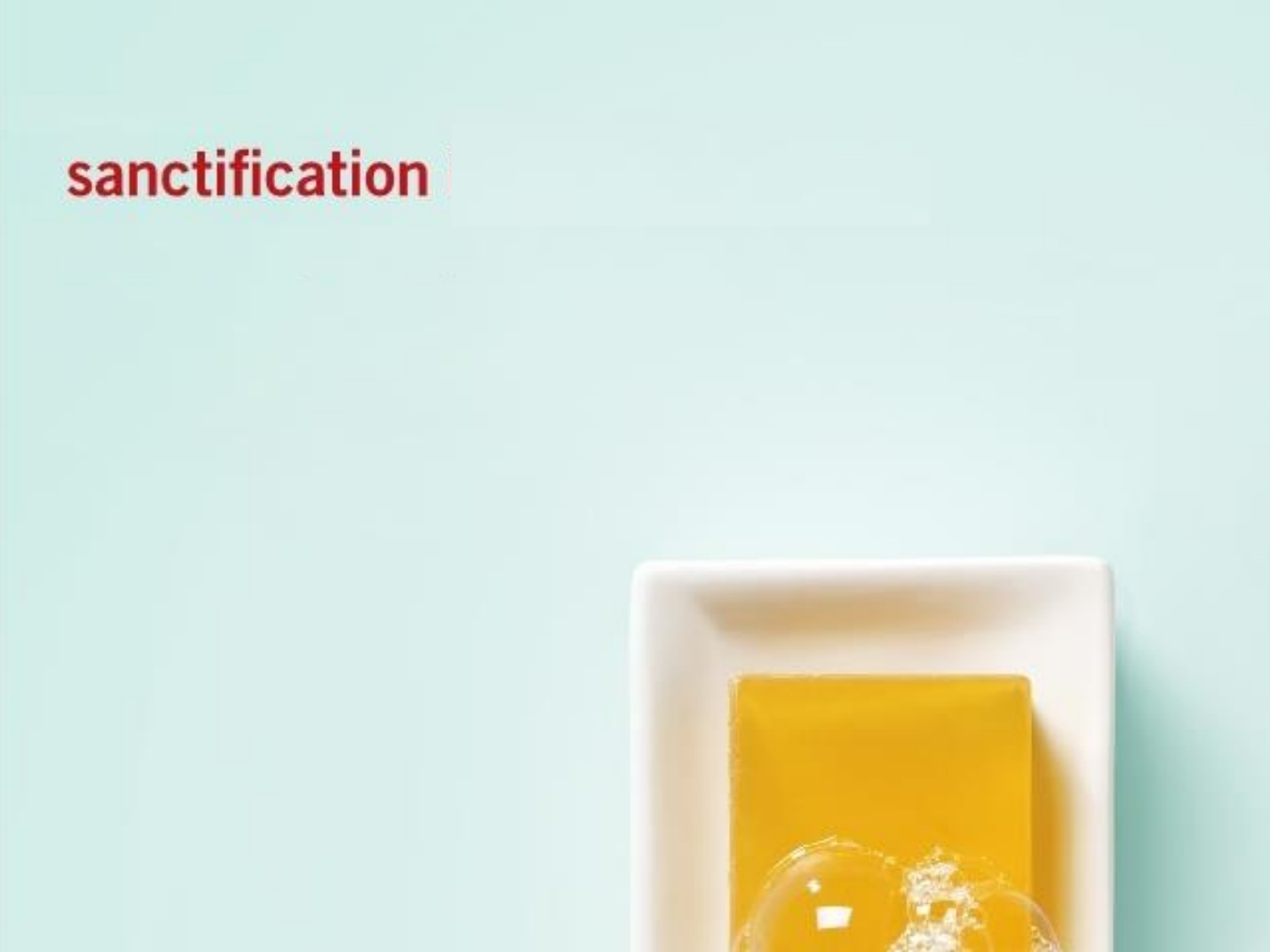# sanctification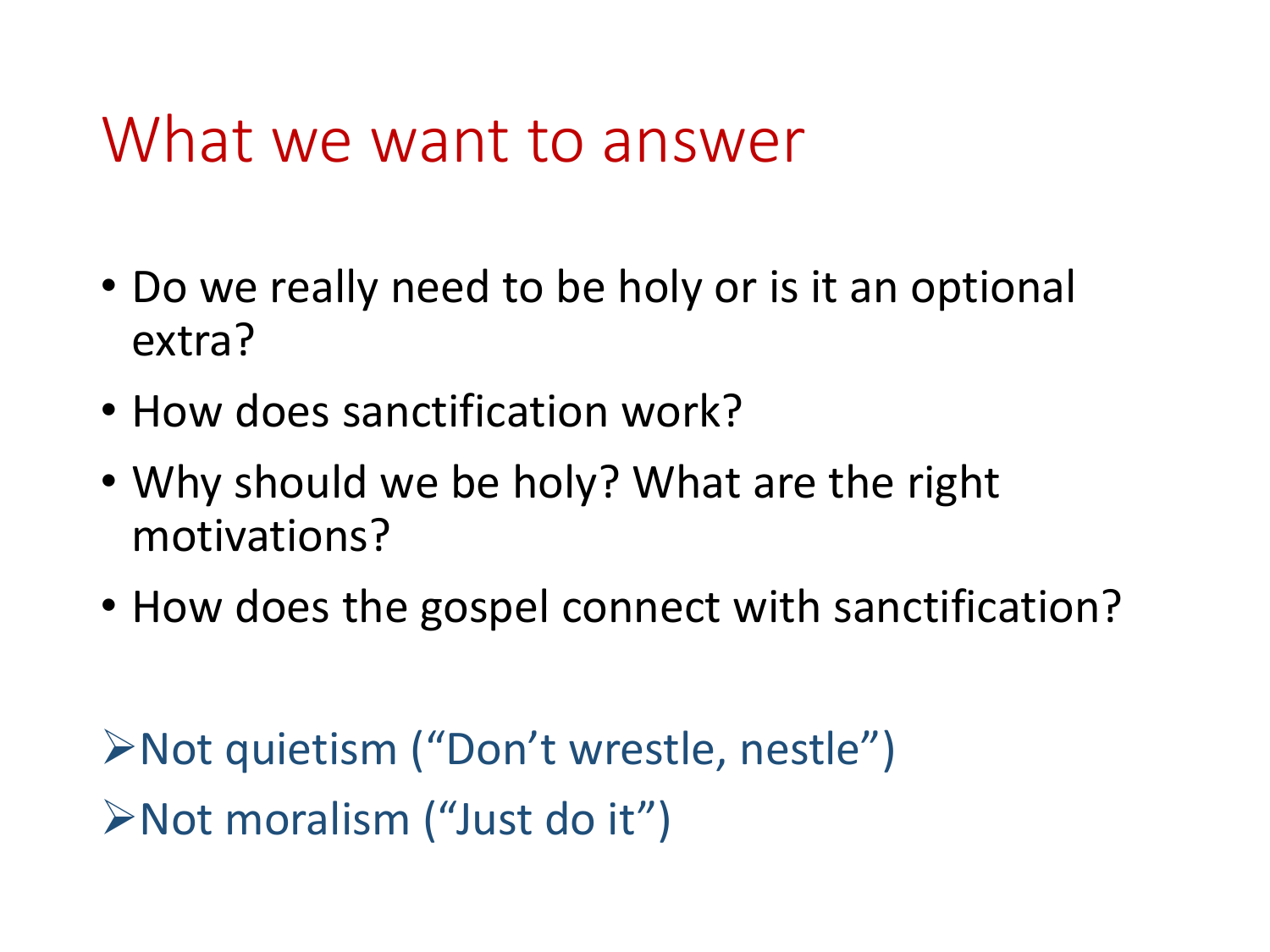# What we want to answer

- Do we really need to be holy or is it an optional extra?
- How does sanctification work?
- Why should we be holy? What are the right motivations?
- How does the gospel connect with sanctification?

➢ Not quietism (“Don’t wrestle, nestle”)

➢ Not moralism (“Just do it”)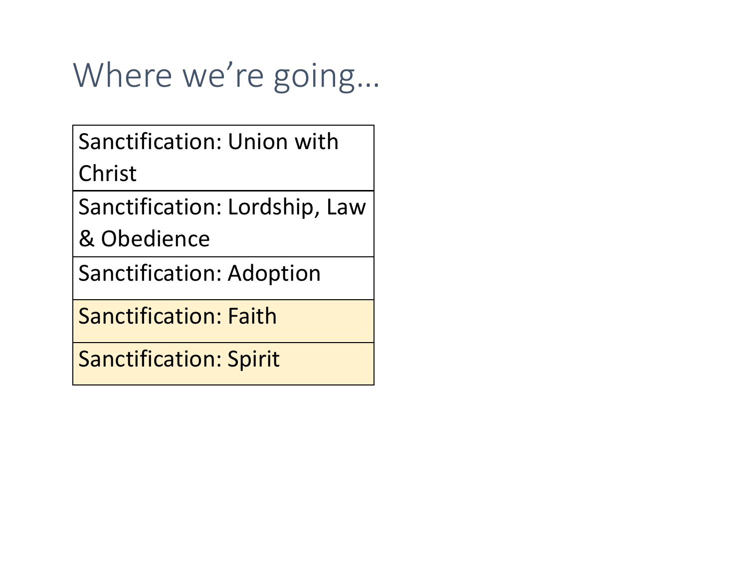# Where we're going…

| Sanctification: Union with Christ |
| --- |
| Sanctification: Lordship, Law & Obedience |
| Sanctification: Adoption |
| Sanctification: Faith |
| Sanctification: Spirit |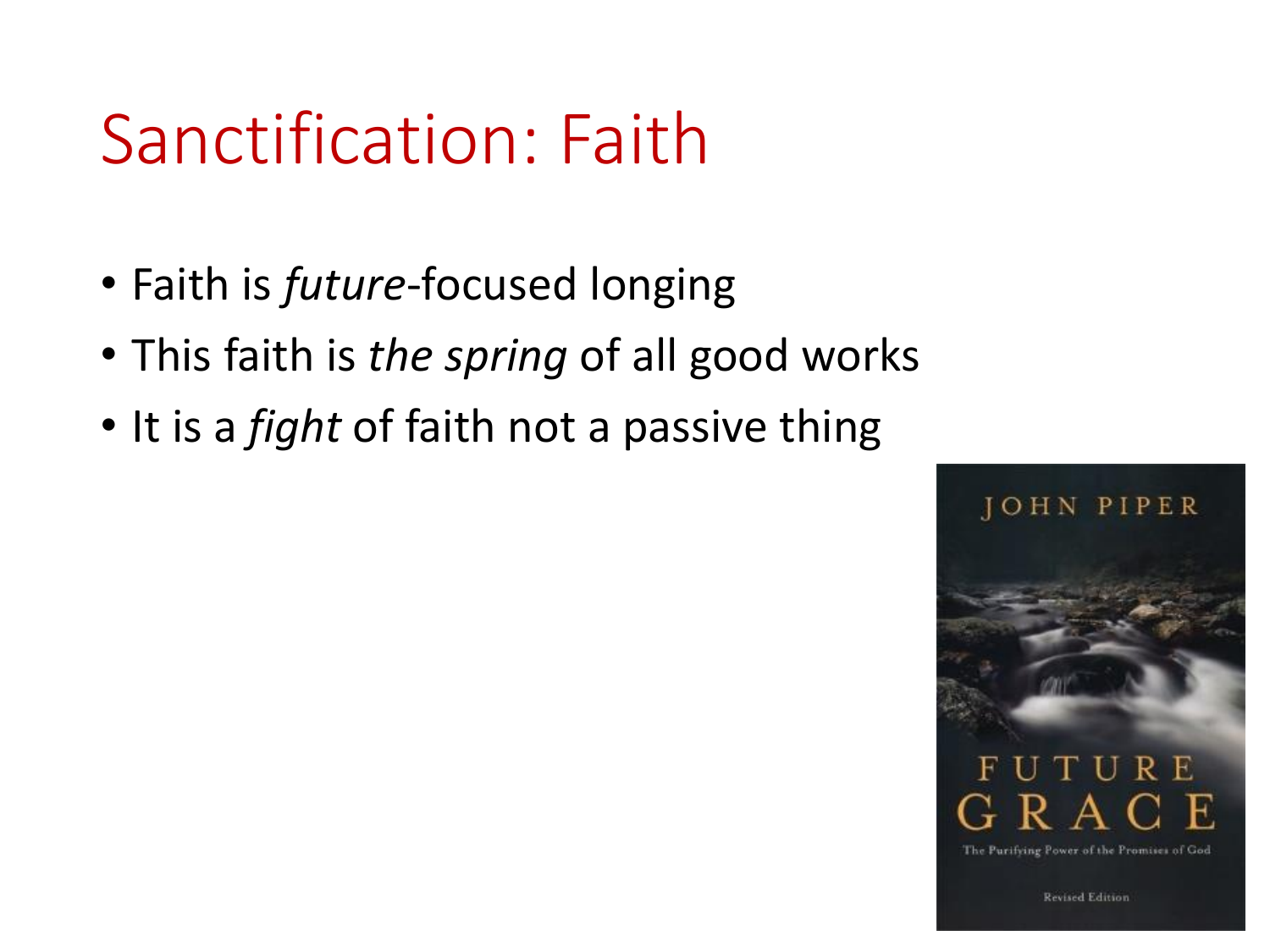# Sanctification: Faith

- Faith is *future*-focused longing
- This faith is *the spring* of all good works
- It is a *fight* of faith not a passive thing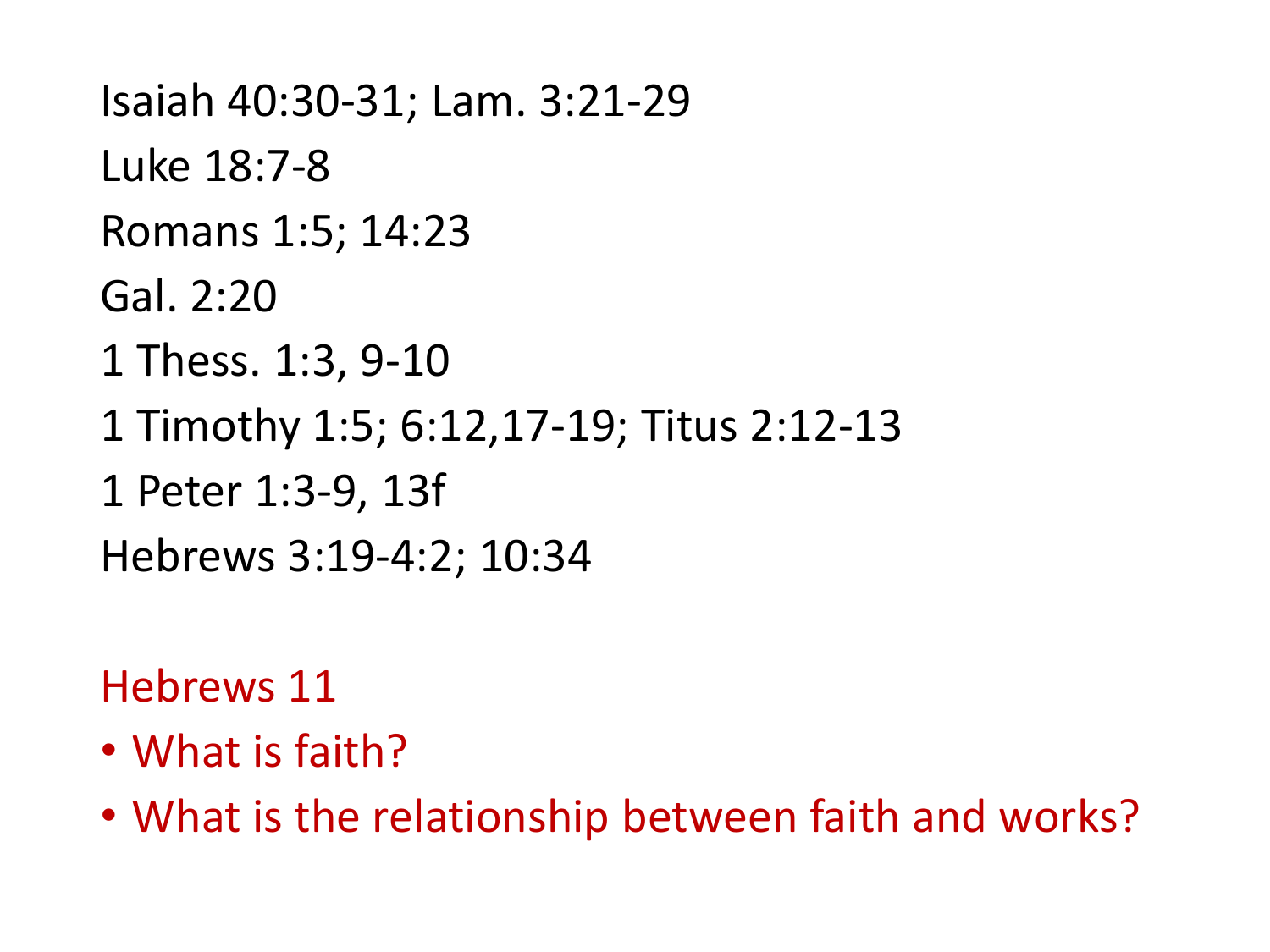Isaiah 40:30-31; Lam. 3:21-29

Luke 18:7-8

Romans 1:5; 14:23

Gal. 2:20

1 Thess. 1:3, 9-10

1 Timothy 1:5; 6:12,17-19; Titus 2:12-13

1 Peter 1:3-9, 13f

Hebrews 3:19-4:2; 10:34

Hebrews 11

- What is faith?
- What is the relationship between faith and works?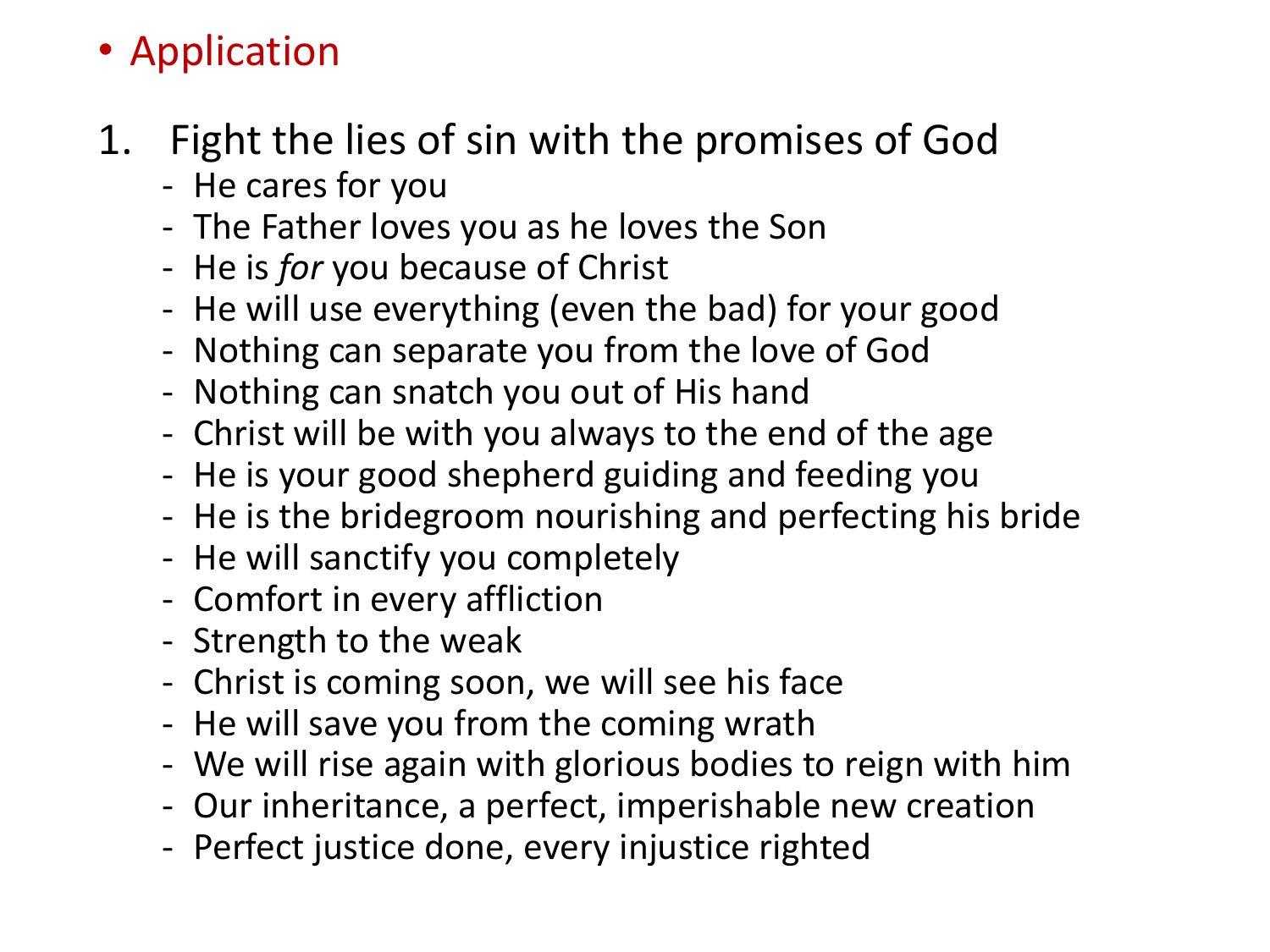- Application

1. Fight the lies of sin with the promises of God
   - He cares for you
   - The Father loves you as he loves the Son
   - He is *for* you because of Christ
   - He will use everything (even the bad) for your good
   - Nothing can separate you from the love of God
   - Nothing can snatch you out of His hand
   - Christ will be with you always to the end of the age
   - He is your good shepherd guiding and feeding you
   - He is the bridegroom nourishing and perfecting his bride
   - He will sanctify you completely
   - Comfort in every affliction
   - Strength to the weak
   - Christ is coming soon, we will see his face
   - He will save you from the coming wrath
   - We will rise again with glorious bodies to reign with him
   - Our inheritance, a perfect, imperishable new creation
   - Perfect justice done, every injustice righted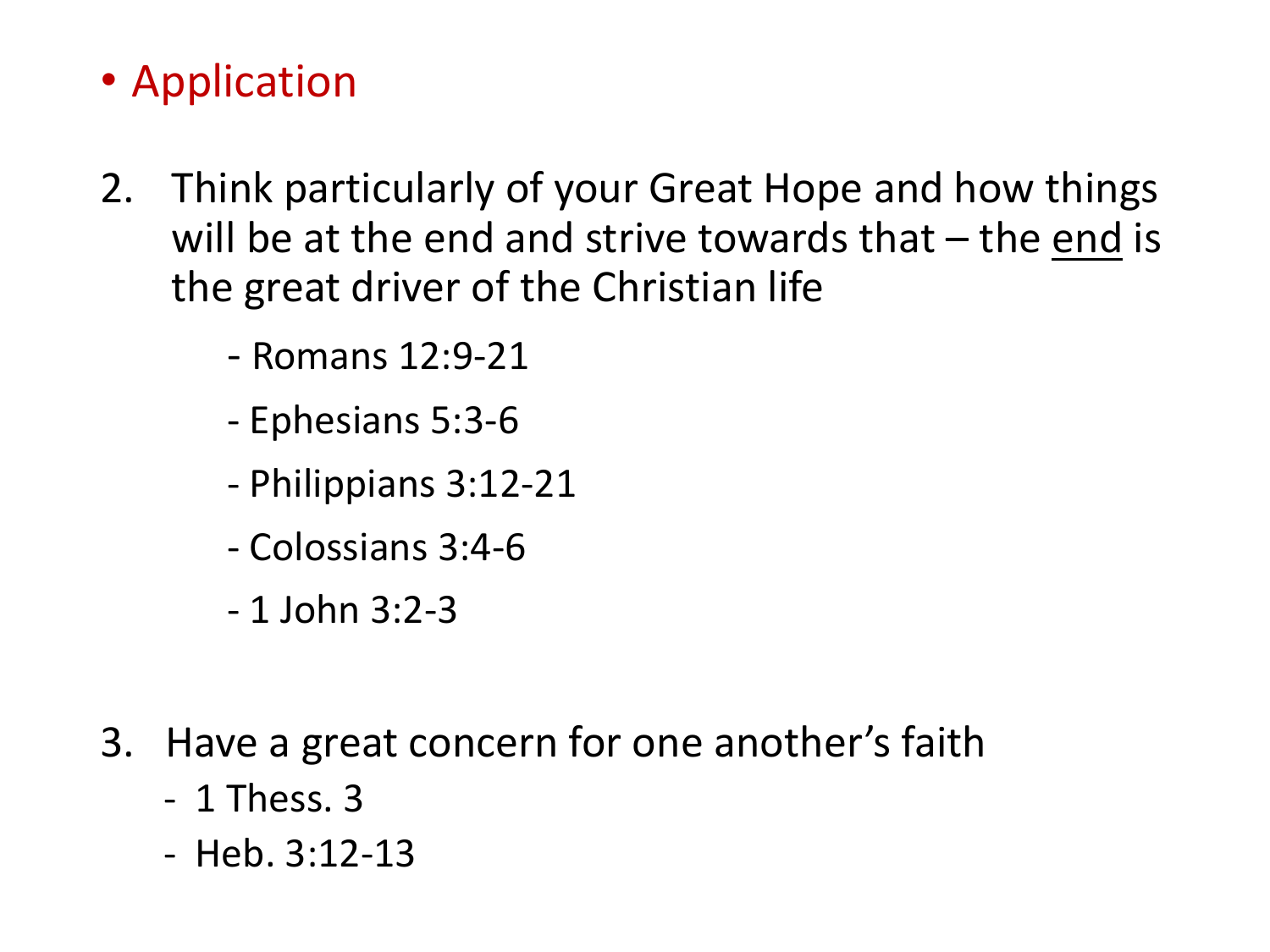- Application

2. Think particularly of your Great Hope and how things will be at the end and strive towards that – the <u>end</u> is the great driver of the Christian life

   - Romans 12:9-21
   - Ephesians 5:3-6
   - Philippians 3:12-21
   - Colossians 3:4-6
   - 1 John 3:2-3

3. Have a great concern for one another's faith

   - 1 Thess. 3
   - Heb. 3:12-13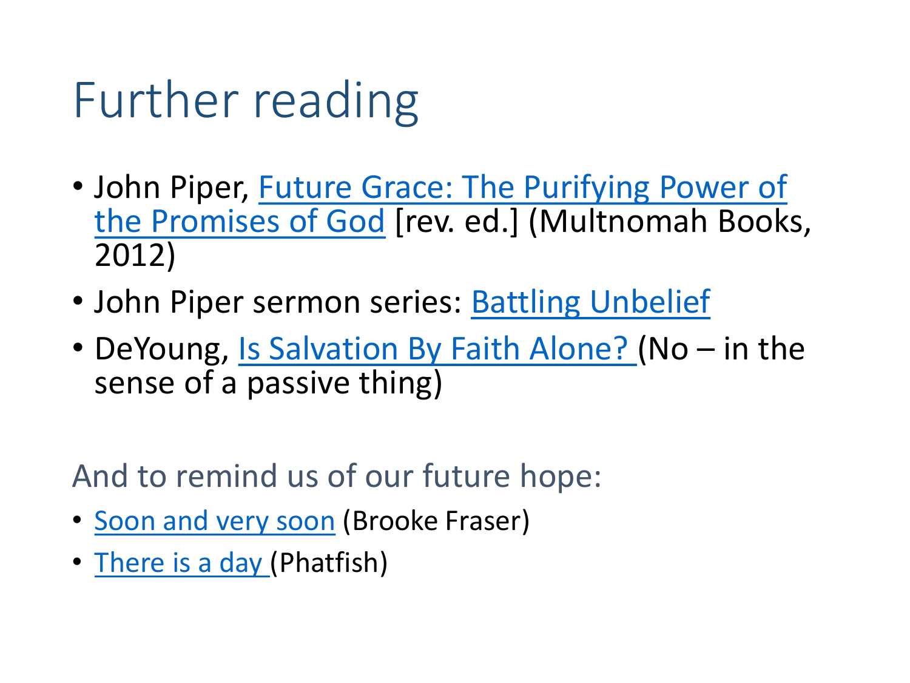# Further reading

- John Piper, Future Grace: The Purifying Power of the Promises of God [rev. ed.] (Multnomah Books, 2012)
- John Piper sermon series: Battling Unbelief
- DeYoung, Is Salvation By Faith Alone? (No – in the sense of a passive thing)

And to remind us of our future hope:

- Soon and very soon (Brooke Fraser)
- There is a day (Phatfish)